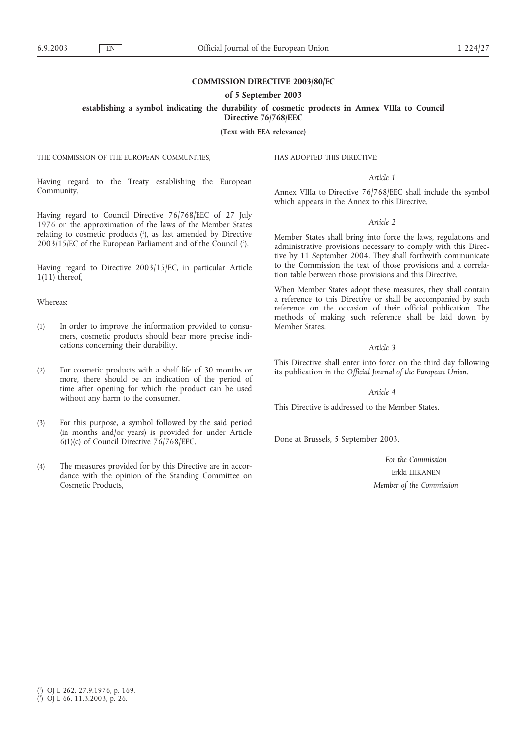**COMMISSION DIRECTIVE 2003/80/EC**

**of 5 September 2003**

**establishing a symbol indicating the durability of cosmetic products in Annex VIIIa to Council Directive 76/768/EEC**

**(Text with EEA relevance)**

THE COMMISSION OF THE EUROPEAN COMMUNITIES,

Having regard to the Treaty establishing the European Community,

Having regard to Council Directive 76/768/EEC of 27 July 1976 on the approximation of the laws of the Member States relating to cosmetic products [1], as last amended by Directive 2003/15/EC of the European Parliament and of the Council [2],

Having regard to Directive 2003/15/EC, in particular Article 1(11) thereof,

Whereas:

(1) In order to improve the information provided to consumers, cosmetic products should bear more precise indications concerning their durability.

(2) For cosmetic products with a shelf life of 30 months or more, there should be an indication of the period of time after opening for which the product can be used without any harm to the consumer.

(3) For this purpose, a symbol followed by the said period (in months and/or years) is provided for under Article 6(1)(c) of Council Directive 76/768/EEC.

(4) The measures provided for by this Directive are in accordance with the opinion of the Standing Committee on Cosmetic Products,

HAS ADOPTED THIS DIRECTIVE:

*Article 1*

Annex VIIIa to Directive 76/768/EEC shall include the symbol which appears in the Annex to this Directive.

*Article 2*

Member States shall bring into force the laws, regulations and administrative provisions necessary to comply with this Directive by 11 September 2004. They shall forthwith communicate to the Commission the text of those provisions and a correlation table between those provisions and this Directive.

When Member States adopt these measures, they shall contain a reference to this Directive or shall be accompanied by such reference on the occasion of their official publication. The methods of making such reference shall be laid down by Member States.

*Article 3*

This Directive shall enter into force on the third day following its publication in the *Official Journal of the European Union*.

*Article 4*

This Directive is addressed to the Member States.

Done at Brussels, 5 September 2003.

*For the Commission*

Erkki LIIKANEN

*Member of the Commission*

---

[1] OJ L 262, 27.9.1976, p. 169.

[2] OJ L 66, 11.3.2003, p. 26.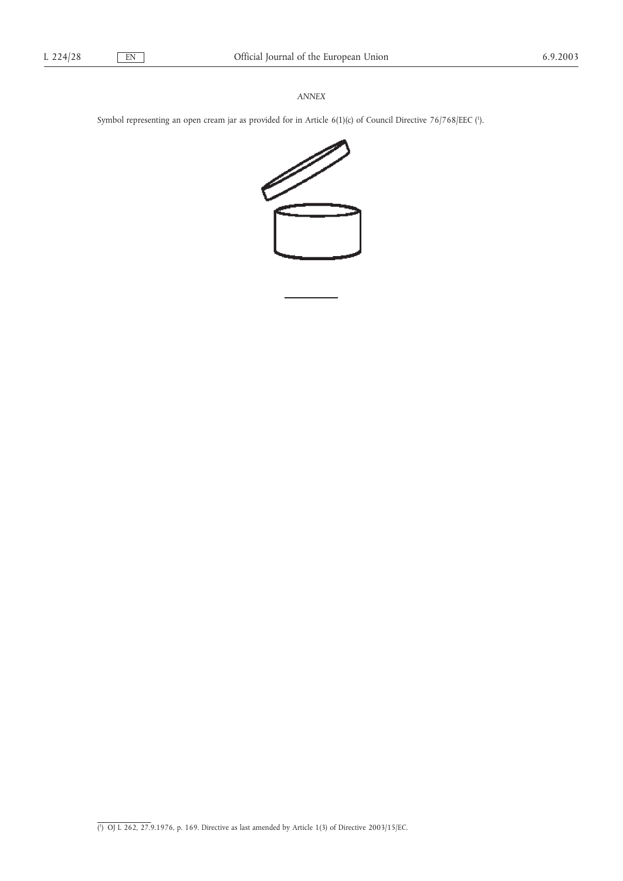*ANNEX*

Symbol representing an open cream jar as provided for in Article 6(1)(c) of Council Directive 76/768/EEC [1].

[1] OJ L 262, 27.9.1976, p. 169. Directive as last amended by Article 1(3) of Directive 2003/15/EC.